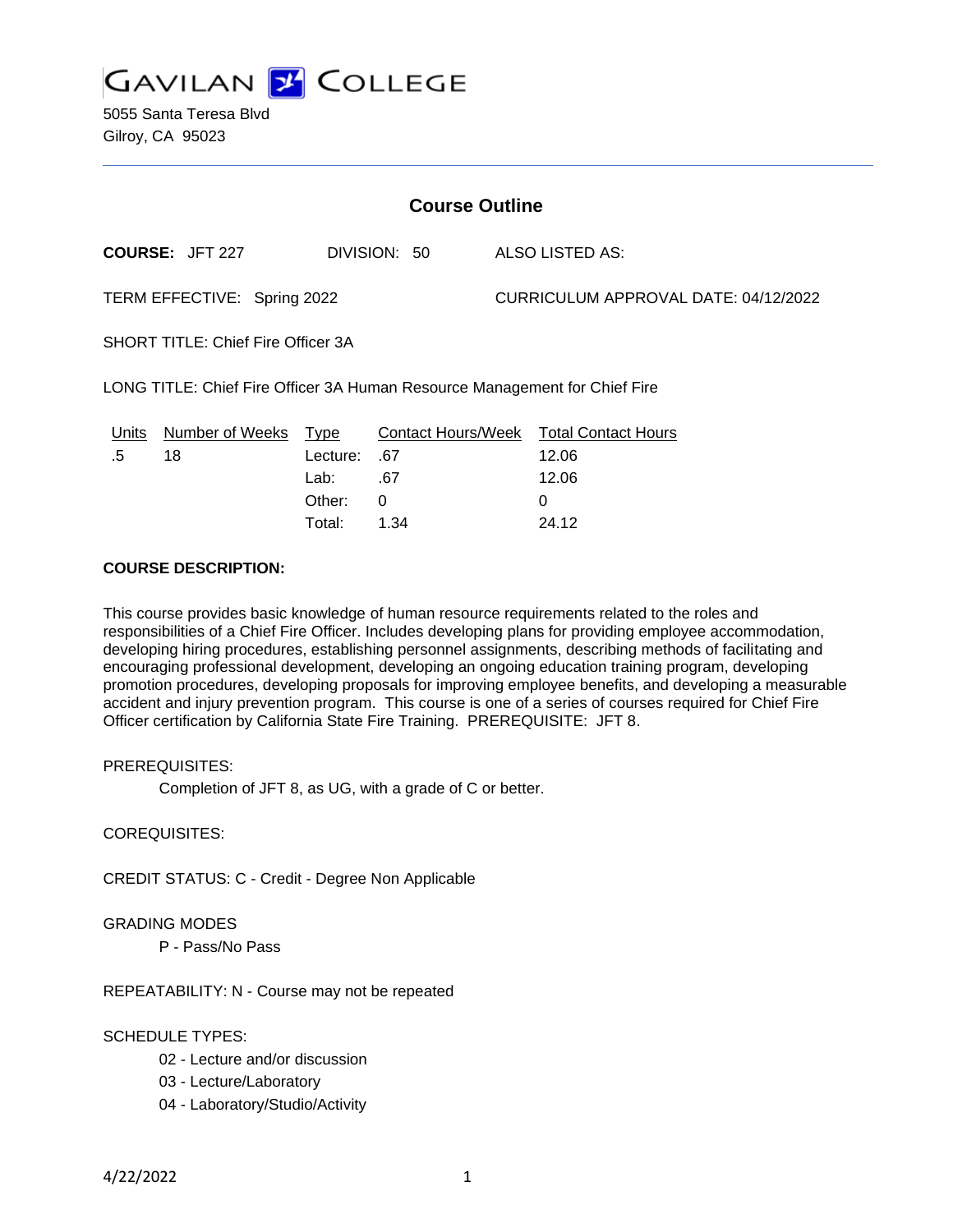# Gavilan College

5055 Santa Teresa Blvd
Gilroy, CA 95023

## Course Outline

**COURSE:** JFT 227 DIVISION: 50 ALSO LISTED AS:

TERM EFFECTIVE: Spring 2022 CURRICULUM APPROVAL DATE: 04/12/2022

SHORT TITLE: Chief Fire Officer 3A

LONG TITLE: Chief Fire Officer 3A Human Resource Management for Chief Fire

| Units | Number of Weeks | Type | Contact Hours/Week | Total Contact Hours |
|---|---|---|---|---|
| .5 | 18 | Lecture: | .67 | 12.06 |
| | | Lab: | .67 | 12.06 |
| | | Other: | 0 | 0 |
| | | Total: | 1.34 | 24.12 |

**COURSE DESCRIPTION:**

This course provides basic knowledge of human resource requirements related to the roles and responsibilities of a Chief Fire Officer. Includes developing plans for providing employee accommodation, developing hiring procedures, establishing personnel assignments, describing methods of facilitating and encouraging professional development, developing an ongoing education training program, developing promotion procedures, developing proposals for improving employee benefits, and developing a measurable accident and injury prevention program. This course is one of a series of courses required for Chief Fire Officer certification by California State Fire Training. PREREQUISITE: JFT 8.

PREREQUISITES:

Completion of JFT 8, as UG, with a grade of C or better.

COREQUISITES:

CREDIT STATUS: C - Credit - Degree Non Applicable

GRADING MODES

P - Pass/No Pass

REPEATABILITY: N - Course may not be repeated

SCHEDULE TYPES:

02 - Lecture and/or discussion
03 - Lecture/Laboratory
04 - Laboratory/Studio/Activity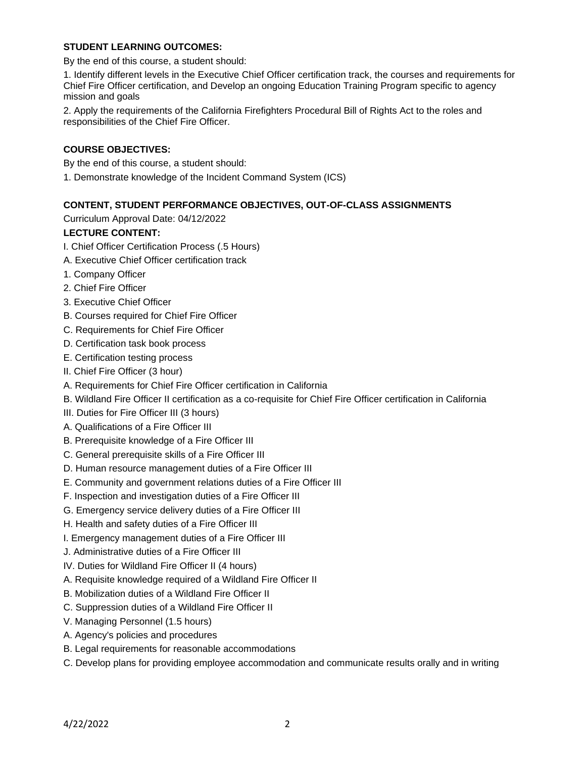**STUDENT LEARNING OUTCOMES:**

By the end of this course, a student should:

1. Identify different levels in the Executive Chief Officer certification track, the courses and requirements for Chief Fire Officer certification, and Develop an ongoing Education Training Program specific to agency mission and goals

2. Apply the requirements of the California Firefighters Procedural Bill of Rights Act to the roles and responsibilities of the Chief Fire Officer.

**COURSE OBJECTIVES:**

By the end of this course, a student should:

1. Demonstrate knowledge of the Incident Command System (ICS)

**CONTENT, STUDENT PERFORMANCE OBJECTIVES, OUT-OF-CLASS ASSIGNMENTS**

Curriculum Approval Date: 04/12/2022

**LECTURE CONTENT:**

I. Chief Officer Certification Process (.5 Hours)

A. Executive Chief Officer certification track

1. Company Officer

2. Chief Fire Officer

3. Executive Chief Officer

B. Courses required for Chief Fire Officer

C. Requirements for Chief Fire Officer

D. Certification task book process

E. Certification testing process

II. Chief Fire Officer (3 hour)

A. Requirements for Chief Fire Officer certification in California

B. Wildland Fire Officer II certification as a co-requisite for Chief Fire Officer certification in California

III. Duties for Fire Officer III (3 hours)

A. Qualifications of a Fire Officer III

B. Prerequisite knowledge of a Fire Officer III

C. General prerequisite skills of a Fire Officer III

D. Human resource management duties of a Fire Officer III

E. Community and government relations duties of a Fire Officer III

F. Inspection and investigation duties of a Fire Officer III

G. Emergency service delivery duties of a Fire Officer III

H. Health and safety duties of a Fire Officer III

I. Emergency management duties of a Fire Officer III

J. Administrative duties of a Fire Officer III

IV. Duties for Wildland Fire Officer II (4 hours)

A. Requisite knowledge required of a Wildland Fire Officer II

B. Mobilization duties of a Wildland Fire Officer II

C. Suppression duties of a Wildland Fire Officer II

V. Managing Personnel (1.5 hours)

A. Agency's policies and procedures

B. Legal requirements for reasonable accommodations

C. Develop plans for providing employee accommodation and communicate results orally and in writing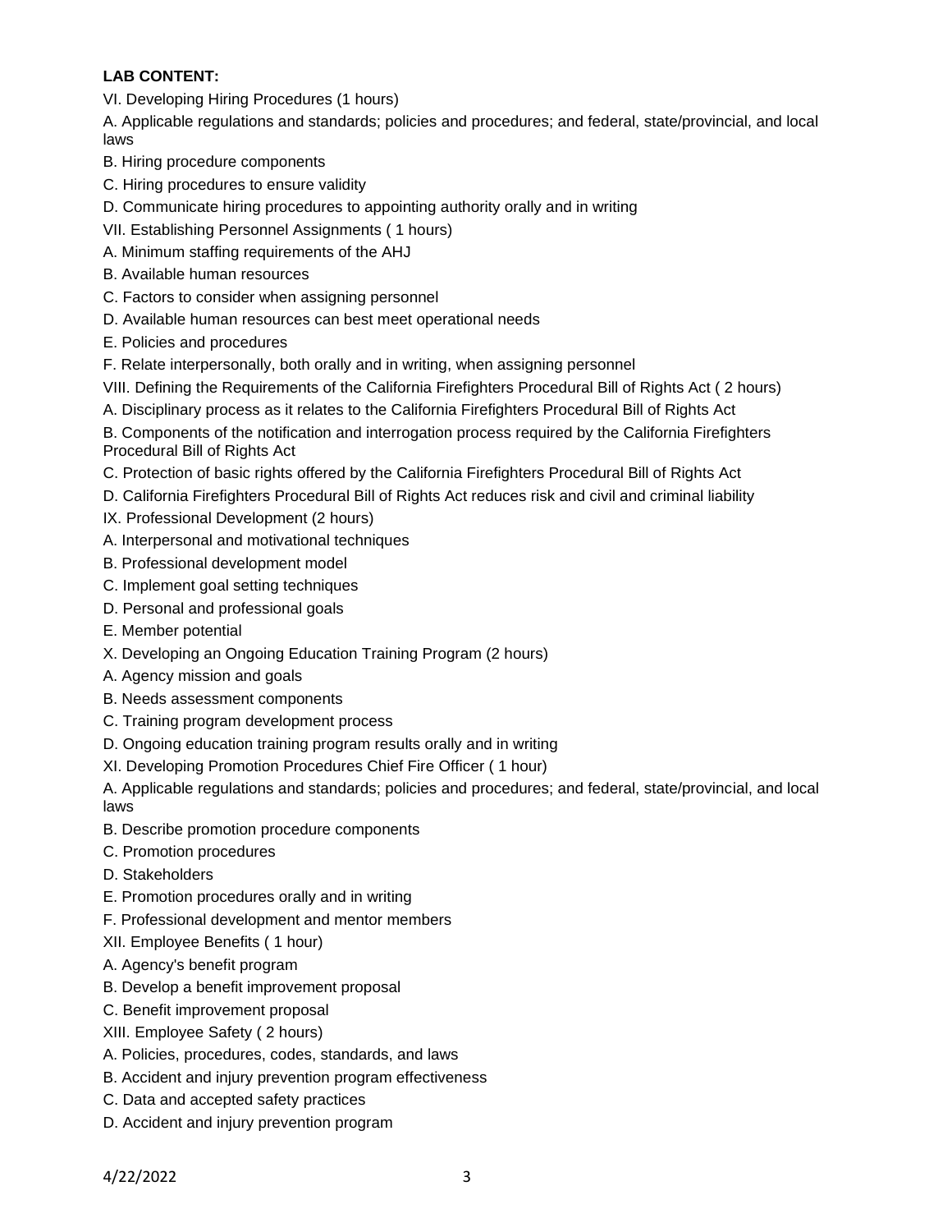**LAB CONTENT:**

VI. Developing Hiring Procedures (1 hours)

A. Applicable regulations and standards; policies and procedures; and federal, state/provincial, and local laws

B. Hiring procedure components

C. Hiring procedures to ensure validity

D. Communicate hiring procedures to appointing authority orally and in writing

VII. Establishing Personnel Assignments ( 1 hours)

A. Minimum staffing requirements of the AHJ

B. Available human resources

C. Factors to consider when assigning personnel

D. Available human resources can best meet operational needs

E. Policies and procedures

F. Relate interpersonally, both orally and in writing, when assigning personnel

VIII. Defining the Requirements of the California Firefighters Procedural Bill of Rights Act ( 2 hours)

A. Disciplinary process as it relates to the California Firefighters Procedural Bill of Rights Act

B. Components of the notification and interrogation process required by the California Firefighters Procedural Bill of Rights Act

C. Protection of basic rights offered by the California Firefighters Procedural Bill of Rights Act

D. California Firefighters Procedural Bill of Rights Act reduces risk and civil and criminal liability

IX. Professional Development (2 hours)

A. Interpersonal and motivational techniques

B. Professional development model

C. Implement goal setting techniques

D. Personal and professional goals

E. Member potential

X. Developing an Ongoing Education Training Program (2 hours)

A. Agency mission and goals

B. Needs assessment components

C. Training program development process

D. Ongoing education training program results orally and in writing

XI. Developing Promotion Procedures Chief Fire Officer ( 1 hour)

A. Applicable regulations and standards; policies and procedures; and federal, state/provincial, and local laws

B. Describe promotion procedure components

C. Promotion procedures

D. Stakeholders

E. Promotion procedures orally and in writing

F. Professional development and mentor members

XII. Employee Benefits ( 1 hour)

A. Agency's benefit program

B. Develop a benefit improvement proposal

C. Benefit improvement proposal

XIII. Employee Safety ( 2 hours)

A. Policies, procedures, codes, standards, and laws

B. Accident and injury prevention program effectiveness

C. Data and accepted safety practices

D. Accident and injury prevention program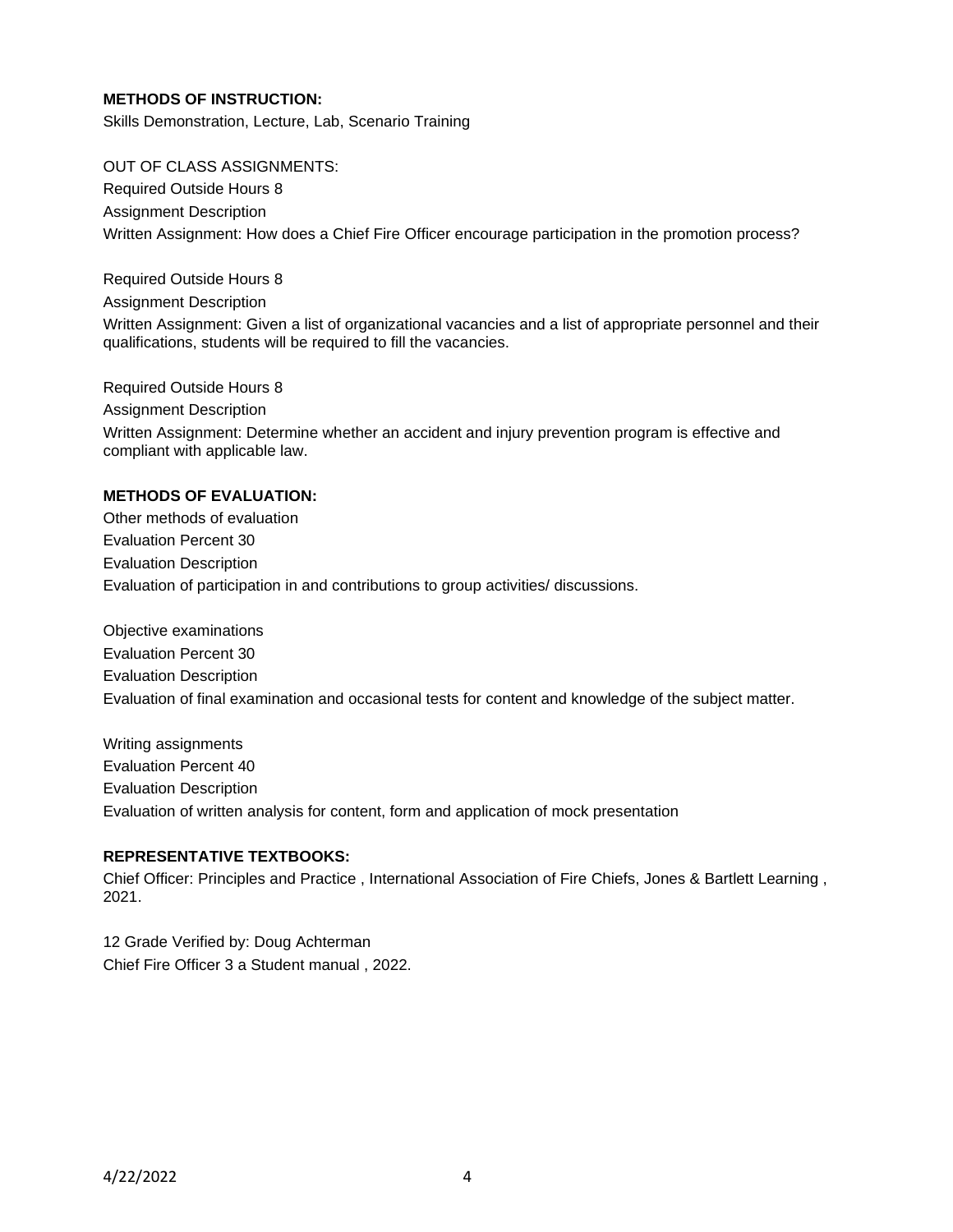**METHODS OF INSTRUCTION:**

Skills Demonstration, Lecture, Lab, Scenario Training

OUT OF CLASS ASSIGNMENTS:

Required Outside Hours 8

Assignment Description

Written Assignment: How does a Chief Fire Officer encourage participation in the promotion process?

Required Outside Hours 8

Assignment Description

Written Assignment: Given a list of organizational vacancies and a list of appropriate personnel and their qualifications, students will be required to fill the vacancies.

Required Outside Hours 8

Assignment Description

Written Assignment: Determine whether an accident and injury prevention program is effective and compliant with applicable law.

**METHODS OF EVALUATION:**

Other methods of evaluation

Evaluation Percent 30

Evaluation Description

Evaluation of participation in and contributions to group activities/ discussions.

Objective examinations

Evaluation Percent 30

Evaluation Description

Evaluation of final examination and occasional tests for content and knowledge of the subject matter.

Writing assignments

Evaluation Percent 40

Evaluation Description

Evaluation of written analysis for content, form and application of mock presentation

**REPRESENTATIVE TEXTBOOKS:**

Chief Officer: Principles and Practice , International Association of Fire Chiefs, Jones & Bartlett Learning , 2021.

12 Grade Verified by: Doug Achterman

Chief Fire Officer 3 a Student manual , 2022.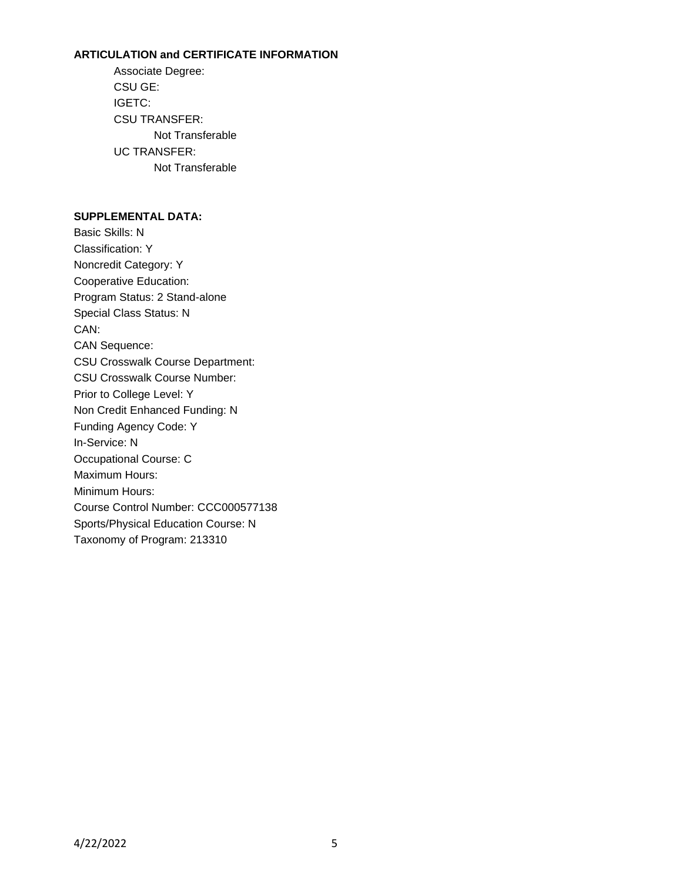**ARTICULATION and CERTIFICATE INFORMATION**

Associate Degree:
CSU GE:
IGETC:
CSU TRANSFER:
Not Transferable
UC TRANSFER:
Not Transferable

**SUPPLEMENTAL DATA:**

Basic Skills: N
Classification: Y
Noncredit Category: Y
Cooperative Education:
Program Status: 2 Stand-alone
Special Class Status: N
CAN:
CAN Sequence:
CSU Crosswalk Course Department:
CSU Crosswalk Course Number:
Prior to College Level: Y
Non Credit Enhanced Funding: N
Funding Agency Code: Y
In-Service: N
Occupational Course: C
Maximum Hours:
Minimum Hours:
Course Control Number: CCC000577138
Sports/Physical Education Course: N
Taxonomy of Program: 213310